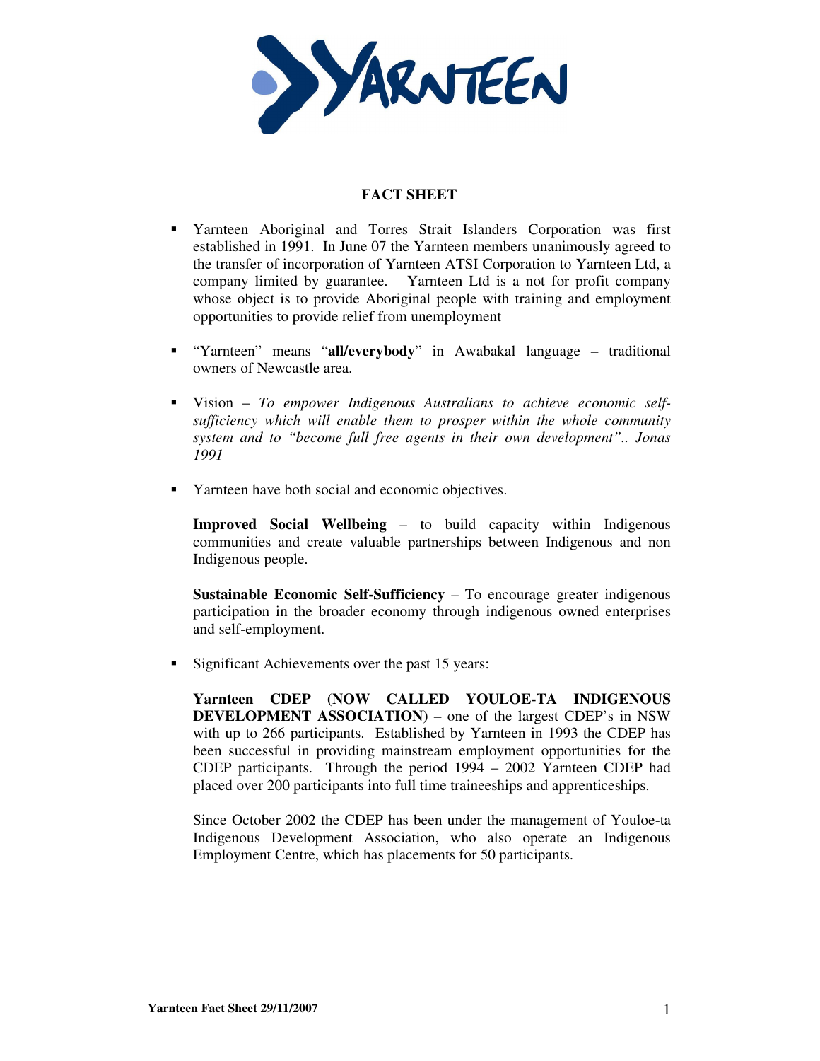# FACT SHEET

- Yarnteen Aboriginal and Torres Strait Islanders Corporation was first established in 1991. In June 07 the Yarnteen members unanimously agreed to the transfer of incorporation of Yarnteen ATSI Corporation to Yarnteen Ltd, a company limited by guarantee. Yarnteen Ltd is a not for profit company whose object is to provide Aboriginal people with training and employment opportunities to provide relief from unemployment

- "Yarnteen" means "**all/everybody**" in Awabakal language – traditional owners of Newcastle area.

- Vision – *To empower Indigenous Australians to achieve economic self-sufficiency which will enable them to prosper within the whole community system and to "become full free agents in their own development".. Jonas 1991*

- Yarnteen have both social and economic objectives.

  **Improved Social Wellbeing** – to build capacity within Indigenous communities and create valuable partnerships between Indigenous and non Indigenous people.

  **Sustainable Economic Self-Sufficiency** – To encourage greater indigenous participation in the broader economy through indigenous owned enterprises and self-employment.

- Significant Achievements over the past 15 years:

  **Yarnteen CDEP (NOW CALLED YOULOE-TA INDIGENOUS DEVELOPMENT ASSOCIATION)** – one of the largest CDEP's in NSW with up to 266 participants. Established by Yarnteen in 1993 the CDEP has been successful in providing mainstream employment opportunities for the CDEP participants. Through the period 1994 – 2002 Yarnteen CDEP had placed over 200 participants into full time traineeships and apprenticeships.

  Since October 2002 the CDEP has been under the management of Youloe-ta Indigenous Development Association, who also operate an Indigenous Employment Centre, which has placements for 50 participants.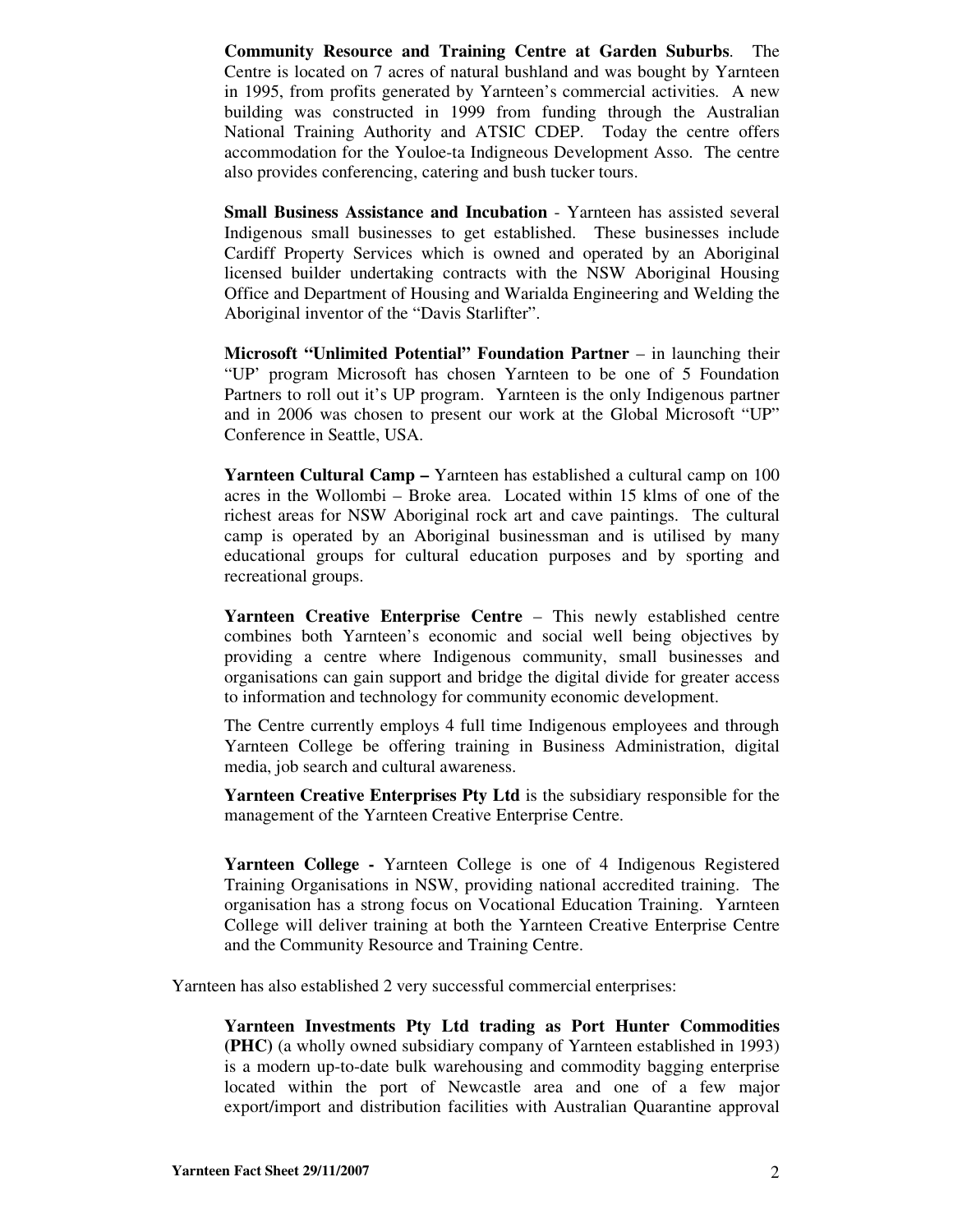**Community Resource and Training Centre at Garden Suburbs**. The Centre is located on 7 acres of natural bushland and was bought by Yarnteen in 1995, from profits generated by Yarnteen's commercial activities. A new building was constructed in 1999 from funding through the Australian National Training Authority and ATSIC CDEP. Today the centre offers accommodation for the Youloe-ta Indigneous Development Asso. The centre also provides conferencing, catering and bush tucker tours.

**Small Business Assistance and Incubation** - Yarnteen has assisted several Indigenous small businesses to get established. These businesses include Cardiff Property Services which is owned and operated by an Aboriginal licensed builder undertaking contracts with the NSW Aboriginal Housing Office and Department of Housing and Warialda Engineering and Welding the Aboriginal inventor of the "Davis Starlifter".

**Microsoft "Unlimited Potential" Foundation Partner** – in launching their "UP' program Microsoft has chosen Yarnteen to be one of 5 Foundation Partners to roll out it's UP program. Yarnteen is the only Indigenous partner and in 2006 was chosen to present our work at the Global Microsoft "UP" Conference in Seattle, USA.

**Yarnteen Cultural Camp –** Yarnteen has established a cultural camp on 100 acres in the Wollombi – Broke area. Located within 15 klms of one of the richest areas for NSW Aboriginal rock art and cave paintings. The cultural camp is operated by an Aboriginal businessman and is utilised by many educational groups for cultural education purposes and by sporting and recreational groups.

**Yarnteen Creative Enterprise Centre** – This newly established centre combines both Yarnteen's economic and social well being objectives by providing a centre where Indigenous community, small businesses and organisations can gain support and bridge the digital divide for greater access to information and technology for community economic development.

The Centre currently employs 4 full time Indigenous employees and through Yarnteen College be offering training in Business Administration, digital media, job search and cultural awareness.

**Yarnteen Creative Enterprises Pty Ltd** is the subsidiary responsible for the management of the Yarnteen Creative Enterprise Centre.

**Yarnteen College -** Yarnteen College is one of 4 Indigenous Registered Training Organisations in NSW, providing national accredited training. The organisation has a strong focus on Vocational Education Training. Yarnteen College will deliver training at both the Yarnteen Creative Enterprise Centre and the Community Resource and Training Centre.

Yarnteen has also established 2 very successful commercial enterprises:

**Yarnteen Investments Pty Ltd trading as Port Hunter Commodities (PHC)** (a wholly owned subsidiary company of Yarnteen established in 1993) is a modern up-to-date bulk warehousing and commodity bagging enterprise located within the port of Newcastle area and one of a few major export/import and distribution facilities with Australian Quarantine approval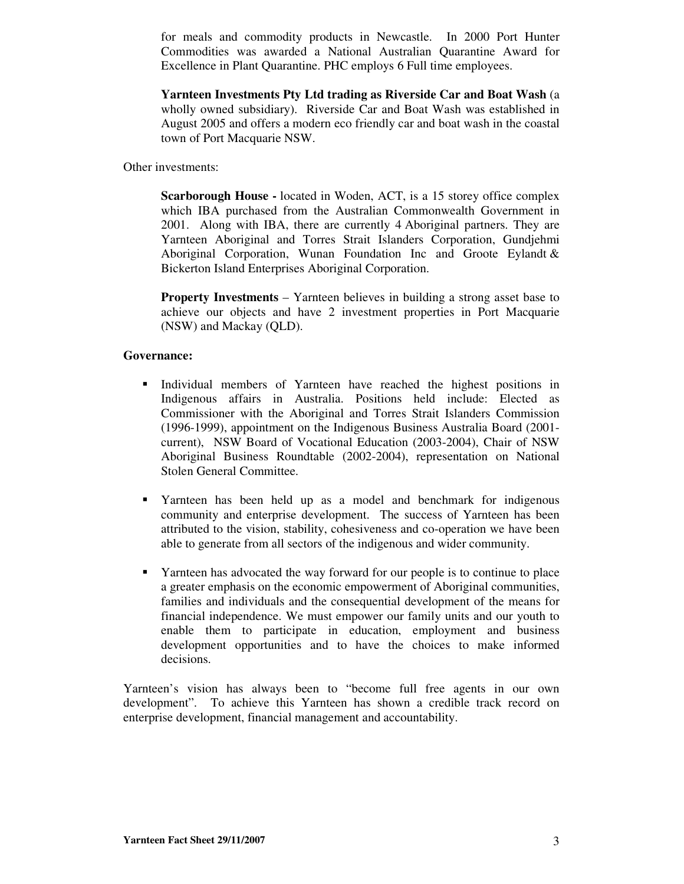for meals and commodity products in Newcastle. In 2000 Port Hunter Commodities was awarded a National Australian Quarantine Award for Excellence in Plant Quarantine. PHC employs 6 Full time employees.

**Yarnteen Investments Pty Ltd trading as Riverside Car and Boat Wash** (a wholly owned subsidiary). Riverside Car and Boat Wash was established in August 2005 and offers a modern eco friendly car and boat wash in the coastal town of Port Macquarie NSW.

Other investments:

**Scarborough House -** located in Woden, ACT, is a 15 storey office complex which IBA purchased from the Australian Commonwealth Government in 2001. Along with IBA, there are currently 4 Aboriginal partners. They are Yarnteen Aboriginal and Torres Strait Islanders Corporation, Gundjehmi Aboriginal Corporation, Wunan Foundation Inc and Groote Eylandt & Bickerton Island Enterprises Aboriginal Corporation.

**Property Investments** – Yarnteen believes in building a strong asset base to achieve our objects and have 2 investment properties in Port Macquarie (NSW) and Mackay (QLD).

**Governance:**

- Individual members of Yarnteen have reached the highest positions in Indigenous affairs in Australia. Positions held include: Elected as Commissioner with the Aboriginal and Torres Strait Islanders Commission (1996-1999), appointment on the Indigenous Business Australia Board (2001-current), NSW Board of Vocational Education (2003-2004), Chair of NSW Aboriginal Business Roundtable (2002-2004), representation on National Stolen General Committee.
- Yarnteen has been held up as a model and benchmark for indigenous community and enterprise development. The success of Yarnteen has been attributed to the vision, stability, cohesiveness and co-operation we have been able to generate from all sectors of the indigenous and wider community.
- Yarnteen has advocated the way forward for our people is to continue to place a greater emphasis on the economic empowerment of Aboriginal communities, families and individuals and the consequential development of the means for financial independence. We must empower our family units and our youth to enable them to participate in education, employment and business development opportunities and to have the choices to make informed decisions.

Yarnteen's vision has always been to "become full free agents in our own development". To achieve this Yarnteen has shown a credible track record on enterprise development, financial management and accountability.